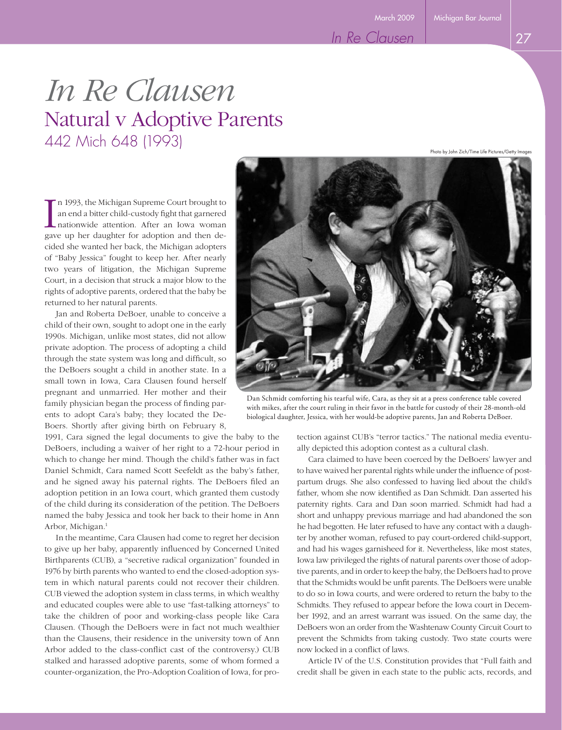# *In Re Clausen*

## Natural v Adoptive Parents

### 442 Mich 648 (1993)

Photo by John Zich/Time Life Pictures/Getty Images

Dan Schmidt comforting his tearful wife, Cara, as they sit at a press conference table covered with mikes, after the court ruling in their favor in the battle for custody of their 28-month-old biological daughter, Jessica, with her would-be adoptive parents, Jan and Roberta DeBoer.

In 1993, the Michigan Supreme Court brought to an end a bitter child-custody fight that garnered nationwide attention. After an Iowa woman gave up her daughter for adoption and then decided she wanted her back, the Michigan adopters of "Baby Jessica" fought to keep her. After nearly two years of litigation, the Michigan Supreme Court, in a decision that struck a major blow to the rights of adoptive parents, ordered that the baby be returned to her natural parents.

Jan and Roberta DeBoer, unable to conceive a child of their own, sought to adopt one in the early 1990s. Michigan, unlike most states, did not allow private adoption. The process of adopting a child through the state system was long and difficult, so the DeBoers sought a child in another state. In a small town in Iowa, Cara Clausen found herself pregnant and unmarried. Her mother and their family physician began the process of finding parents to adopt Cara's baby; they located the DeBoers. Shortly after giving birth on February 8, 1991, Cara signed the legal documents to give the baby to the DeBoers, including a waiver of her right to a 72-hour period in which to change her mind. Though the child's father was in fact Daniel Schmidt, Cara named Scott Seefeldt as the baby's father, and he signed away his paternal rights. The DeBoers filed an adoption petition in an Iowa court, which granted them custody of the child during its consideration of the petition. The DeBoers named the baby Jessica and took her back to their home in Ann Arbor, Michigan.[1]

In the meantime, Cara Clausen had come to regret her decision to give up her baby, apparently influenced by Concerned United Birthparents (CUB), a "secretive radical organization" founded in 1976 by birth parents who wanted to end the closed-adoption system in which natural parents could not recover their children. CUB viewed the adoption system in class terms, in which wealthy and educated couples were able to use "fast-talking attorneys" to take the children of poor and working-class people like Cara Clausen. (Though the DeBoers were in fact not much wealthier than the Clausens, their residence in the university town of Ann Arbor added to the class-conflict cast of the controversy.) CUB stalked and harassed adoptive parents, some of whom formed a counter-organization, the Pro-Adoption Coalition of Iowa, for protection against CUB's "terror tactics." The national media eventually depicted this adoption contest as a cultural clash.

Cara claimed to have been coerced by the DeBoers' lawyer and to have waived her parental rights while under the influence of postpartum drugs. She also confessed to having lied about the child's father, whom she now identified as Dan Schmidt. Dan asserted his paternity rights. Cara and Dan soon married. Schmidt had had a short and unhappy previous marriage and had abandoned the son he had begotten. He later refused to have any contact with a daughter by another woman, refused to pay court-ordered child-support, and had his wages garnisheed for it. Nevertheless, like most states, Iowa law privileged the rights of natural parents over those of adoptive parents, and in order to keep the baby, the DeBoers had to prove that the Schmidts would be unfit parents. The DeBoers were unable to do so in Iowa courts, and were ordered to return the baby to the Schmidts. They refused to appear before the Iowa court in December 1992, and an arrest warrant was issued. On the same day, the DeBoers won an order from the Washtenaw County Circuit Court to prevent the Schmidts from taking custody. Two state courts were now locked in a conflict of laws.

Article IV of the U.S. Constitution provides that "Full faith and credit shall be given in each state to the public acts, records, and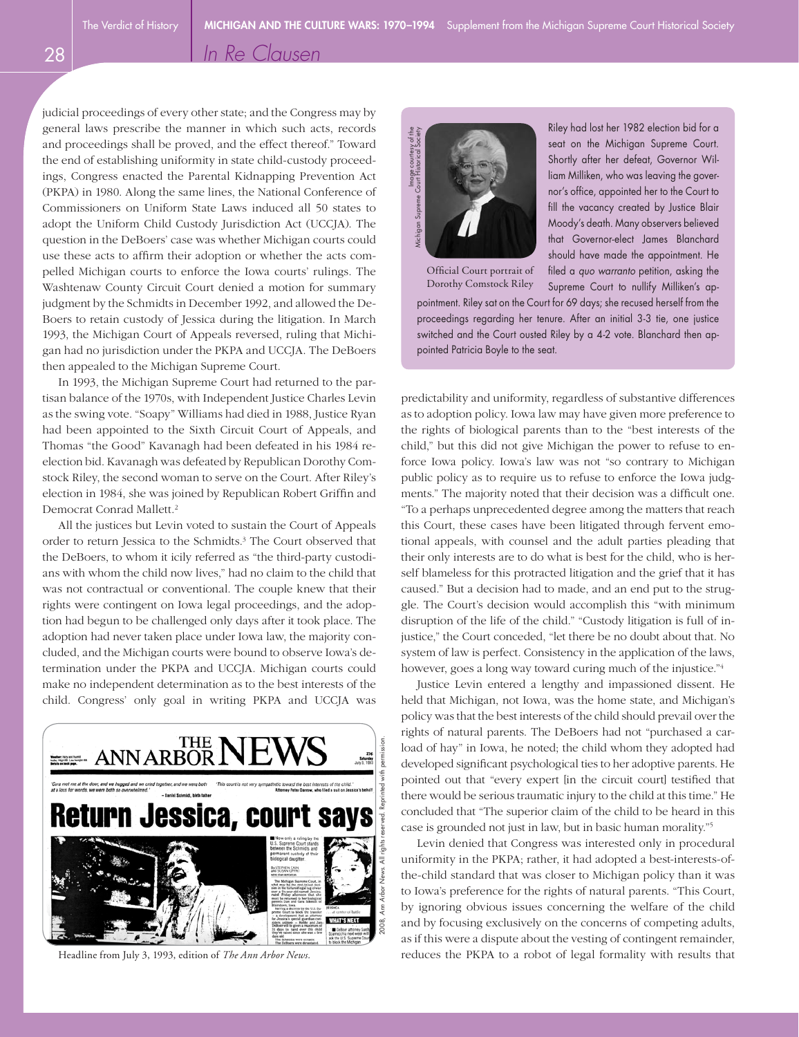judicial proceedings of every other state; and the Congress may by general laws prescribe the manner in which such acts, records and proceedings shall be proved, and the effect thereof." Toward the end of establishing uniformity in state child-custody proceedings, Congress enacted the Parental Kidnapping Prevention Act (PKPA) in 1980. Along the same lines, the National Conference of Commissioners on Uniform State Laws induced all 50 states to adopt the Uniform Child Custody Jurisdiction Act (UCCJA). The question in the DeBoers' case was whether Michigan courts could use these acts to affirm their adoption or whether the acts compelled Michigan courts to enforce the Iowa courts' rulings. The Washtenaw County Circuit Court denied a motion for summary judgment by the Schmidts in December 1992, and allowed the DeBoers to retain custody of Jessica during the litigation. In March 1993, the Michigan Court of Appeals reversed, ruling that Michigan had no jurisdiction under the PKPA and UCCJA. The DeBoers then appealed to the Michigan Supreme Court.

In 1993, the Michigan Supreme Court had returned to the partisan balance of the 1970s, with Independent Justice Charles Levin as the swing vote. "Soapy" Williams had died in 1988, Justice Ryan had been appointed to the Sixth Circuit Court of Appeals, and Thomas "the Good" Kavanagh had been defeated in his 1984 reelection bid. Kavanagh was defeated by Republican Dorothy Comstock Riley, the second woman to serve on the Court. After Riley's election in 1984, she was joined by Republican Robert Griffin and Democrat Conrad Mallett.[2]

All the justices but Levin voted to sustain the Court of Appeals order to return Jessica to the Schmidts.[3] The Court observed that the DeBoers, to whom it icily referred as "the third-party custodians with whom the child now lives," had no claim to the child that was not contractual or conventional. The couple knew that their rights were contingent on Iowa legal proceedings, and the adoption had begun to be challenged only days after it took place. The adoption had never taken place under Iowa law, the majority concluded, and the Michigan courts were bound to observe Iowa's determination under the PKPA and UCCJA. Michigan courts could make no independent determination as to the best interests of the child. Congress' only goal in writing PKPA and UCCJA was predictability and uniformity, regardless of substantive differences as to adoption policy. Iowa law may have given more preference to the rights of biological parents than to the "best interests of the child," but this did not give Michigan the power to refuse to enforce Iowa policy. Iowa's law was not "so contrary to Michigan public policy as to require us to refuse to enforce the Iowa judgments." The majority noted that their decision was a difficult one. "To a perhaps unprecedented degree among the matters that reach this Court, these cases have been litigated through fervent emotional appeals, with counsel and the adult parties pleading that their only interests are to do what is best for the child, who is herself blameless for this protracted litigation and the grief that it has caused." But a decision had to made, and an end put to the struggle. The Court's decision would accomplish this "with minimum disruption of the life of the child." "Custody litigation is full of injustice," the Court conceded, "let there be no doubt about that. No system of law is perfect. Consistency in the application of the laws, however, goes a long way toward curing much of the injustice."[4]

Riley had lost her 1982 election bid for a seat on the Michigan Supreme Court. Shortly after her defeat, Governor William Milliken, who was leaving the governor's office, appointed her to the Court to fill the vacancy created by Justice Blair Moody's death. Many observers believed that Governor-elect James Blanchard should have made the appointment. He filed a *quo warranto* petition, asking the Supreme Court to nullify Milliken's appointment. Riley sat on the Court for 69 days; she recused herself from the proceedings regarding her tenure. After an initial 3-3 tie, one justice switched and the Court ousted Riley by a 4-2 vote. Blanchard then appointed Patricia Boyle to the seat.

Image courtesy of the Michigan Supreme Court Historical Society

Official Court portrait of Dorothy Comstock Riley

Headline from July 3, 1993, edition of *The Ann Arbor News*.

2008, *Ann Arbor News*. All rights reserved. Reprinted with permission.

Justice Levin entered a lengthy and impassioned dissent. He held that Michigan, not Iowa, was the home state, and Michigan's policy was that the best interests of the child should prevail over the rights of natural parents. The DeBoers had not "purchased a carload of hay" in Iowa, he noted; the child whom they adopted had developed significant psychological ties to her adoptive parents. He pointed out that "every expert [in the circuit court] testified that there would be serious traumatic injury to the child at this time." He concluded that "The superior claim of the child to be heard in this case is grounded not just in law, but in basic human morality."[5]

Levin denied that Congress was interested only in procedural uniformity in the PKPA; rather, it had adopted a best-interests-of-the-child standard that was closer to Michigan policy than it was to Iowa's preference for the rights of natural parents. "This Court, by ignoring obvious issues concerning the welfare of the child and by focusing exclusively on the concerns of competing adults, as if this were a dispute about the vesting of contingent remainder, reduces the PKPA to a robot of legal formality with results that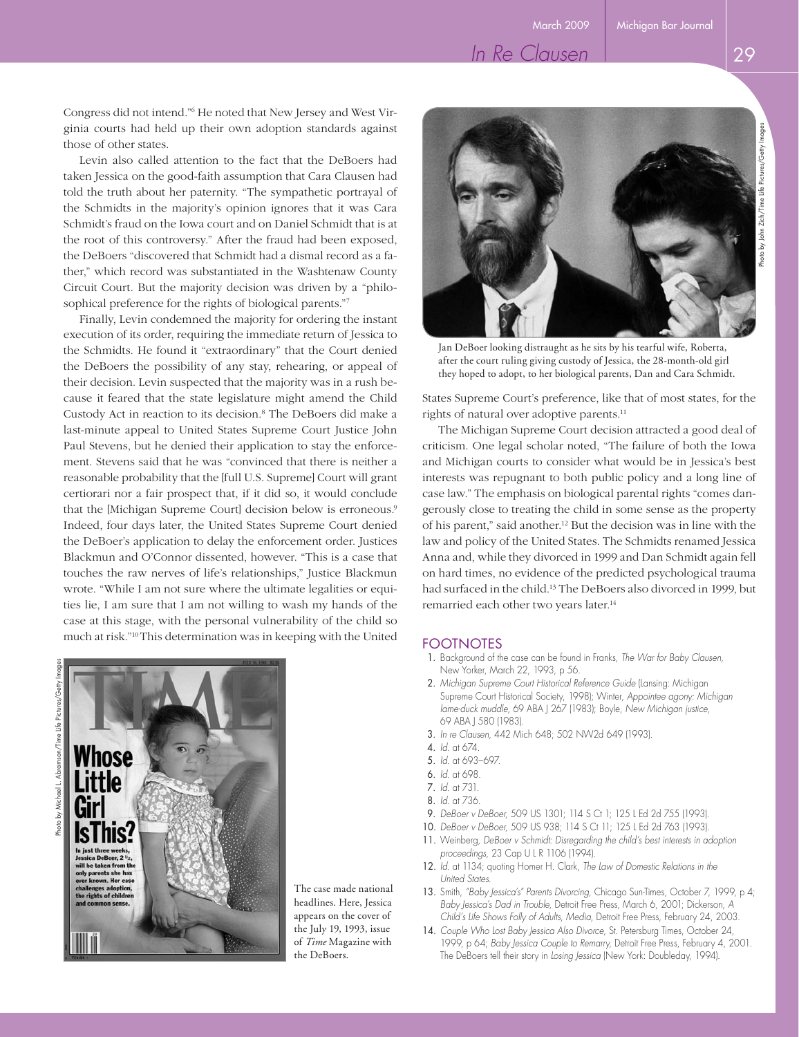Congress did not intend."[6] He noted that New Jersey and West Virginia courts had held up their own adoption standards against those of other states.

Levin also called attention to the fact that the DeBoers had taken Jessica on the good-faith assumption that Cara Clausen had told the truth about her paternity. "The sympathetic portrayal of the Schmidts in the majority's opinion ignores that it was Cara Schmidt's fraud on the Iowa court and on Daniel Schmidt that is at the root of this controversy." After the fraud had been exposed, the DeBoers "discovered that Schmidt had a dismal record as a father," which record was substantiated in the Washtenaw County Circuit Court. But the majority decision was driven by a "philosophical preference for the rights of biological parents."[7]

Finally, Levin condemned the majority for ordering the instant execution of its order, requiring the immediate return of Jessica to the Schmidts. He found it "extraordinary" that the Court denied the DeBoers the possibility of any stay, rehearing, or appeal of their decision. Levin suspected that the majority was in a rush because it feared that the state legislature might amend the Child Custody Act in reaction to its decision.[8] The DeBoers did make a last-minute appeal to United States Supreme Court Justice John Paul Stevens, but he denied their application to stay the enforcement. Stevens said that he was "convinced that there is neither a reasonable probability that the [full U.S. Supreme] Court will grant certiorari nor a fair prospect that, if it did so, it would conclude that the [Michigan Supreme Court] decision below is erroneous.[9] Indeed, four days later, the United States Supreme Court denied the DeBoer's application to delay the enforcement order. Justices Blackmun and O'Connor dissented, however. "This is a case that touches the raw nerves of life's relationships," Justice Blackmun wrote. "While I am not sure where the ultimate legalities or equities lie, I am sure that I am not willing to wash my hands of the case at this stage, with the personal vulnerability of the child so much at risk."[10] This determination was in keeping with the United States Supreme Court's preference, like that of most states, for the rights of natural over adoptive parents.[11]

The case made national headlines. Here, Jessica appears on the cover of the July 19, 1993, issue of *Time* Magazine with the DeBoers.

Photo by Michael L. Abramson/Time Life Pictures/Getty Images

Jan DeBoer looking distraught as he sits by his tearful wife, Roberta, after the court ruling giving custody of Jessica, the 28-month-old girl they hoped to adopt, to her biological parents, Dan and Cara Schmidt.

Photo by John Zich/Time Life Pictures/Getty Images

The Michigan Supreme Court decision attracted a good deal of criticism. One legal scholar noted, "The failure of both the Iowa and Michigan courts to consider what would be in Jessica's best interests was repugnant to both public policy and a long line of case law." The emphasis on biological parental rights "comes dangerously close to treating the child in some sense as the property of his parent," said another.[12] But the decision was in line with the law and policy of the United States. The Schmidts renamed Jessica Anna and, while they divorced in 1999 and Dan Schmidt again fell on hard times, no evidence of the predicted psychological trauma had surfaced in the child.[13] The DeBoers also divorced in 1999, but remarried each other two years later.[14]

## FOOTNOTES

1. Background of the case can be found in Franks, *The War for Baby Clausen*, New Yorker, March 22, 1993, p 56.
2. *Michigan Supreme Court Historical Reference Guide* (Lansing: Michigan Supreme Court Historical Society, 1998); Winter, *Appointee agony: Michigan lame-duck muddle*, 69 ABA J 267 (1983); Boyle, *New Michigan justice*, 69 ABA J 580 (1983).
3. *In re Clausen*, 442 Mich 648; 502 NW2d 649 (1993).
4. *Id.* at 674.
5. *Id.* at 693–697.
6. *Id.* at 698.
7. *Id.* at 731.
8. *Id.* at 736.
9. *DeBoer v DeBoer*, 509 US 1301; 114 S Ct 1; 125 L Ed 2d 755 (1993).
10. *DeBoer v DeBoer*, 509 US 938; 114 S Ct 11; 125 L Ed 2d 763 (1993).
11. Weinberg, *DeBoer v Schmidt: Disregarding the child's best interests in adoption proceedings*, 23 Cap U L R 1106 (1994).
12. *Id.* at 1134; quoting Homer H. Clark, *The Law of Domestic Relations in the United States*.
13. Smith, *"Baby Jessica's" Parents Divorcing*, Chicago Sun-Times, October 7, 1999, p 4; *Baby Jessica's Dad in Trouble*, Detroit Free Press, March 6, 2001; Dickerson, *A Child's Life Shows Folly of Adults, Media*, Detroit Free Press, February 24, 2003.
14. *Couple Who Lost Baby Jessica Also Divorce*, St. Petersburg Times, October 24, 1999, p 6A; *Baby Jessica Couple to Remarry*, Detroit Free Press, February 4, 2001. The DeBoers tell their story in *Losing Jessica* (New York: Doubleday, 1994).